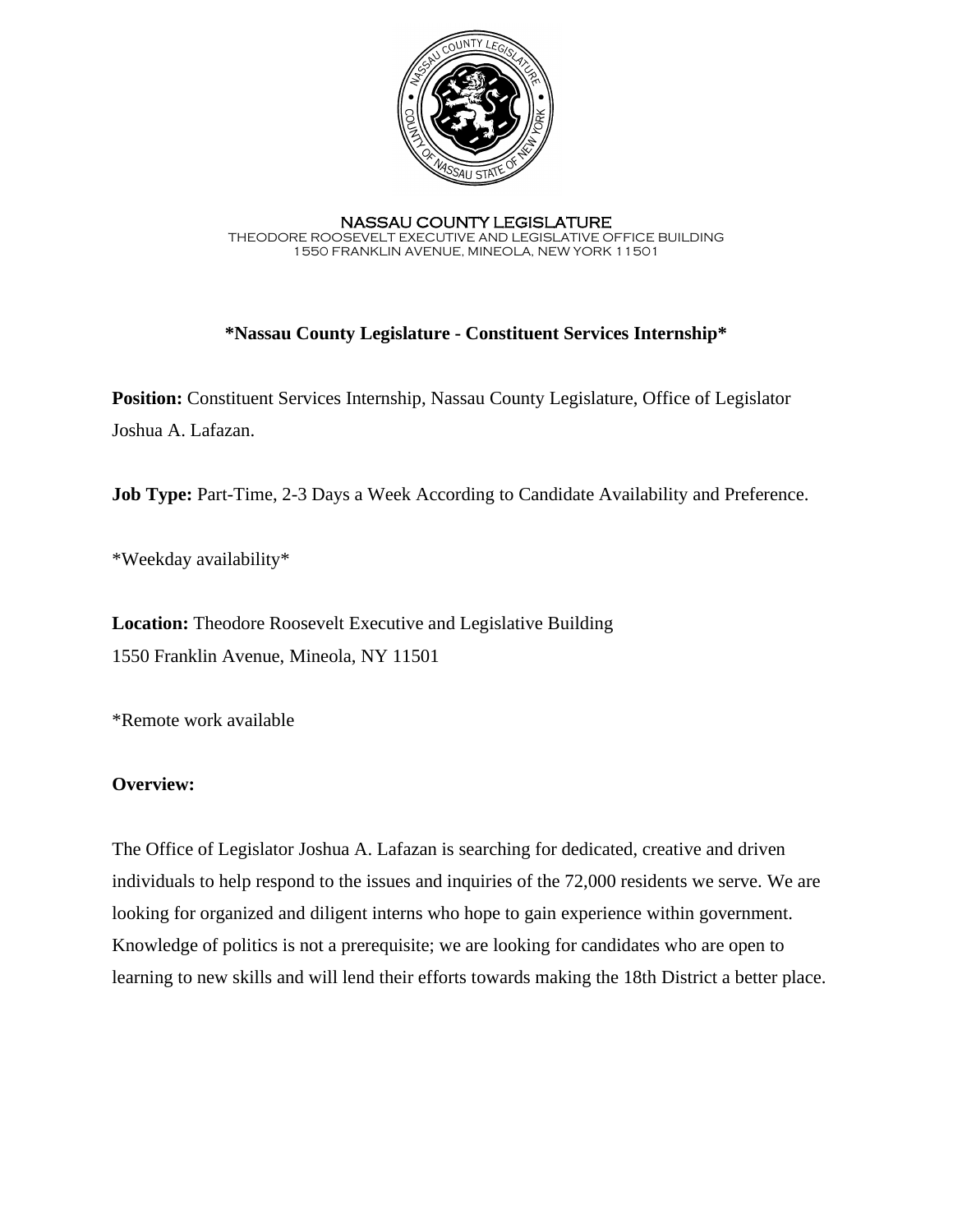NASSAU COUNTY LEGISLATURE
THEODORE ROOSEVELT EXECUTIVE AND LEGISLATIVE OFFICE BUILDING
1550 FRANKLIN AVENUE, MINEOLA, NEW YORK 11501

**\*Nassau County Legislature - Constituent Services Internship\***

**Position:** Constituent Services Internship, Nassau County Legislature, Office of Legislator Joshua A. Lafazan.

**Job Type:** Part-Time, 2-3 Days a Week According to Candidate Availability and Preference.

\*Weekday availability\*

**Location:** Theodore Roosevelt Executive and Legislative Building
1550 Franklin Avenue, Mineola, NY 11501

\*Remote work available

**Overview:**

The Office of Legislator Joshua A. Lafazan is searching for dedicated, creative and driven individuals to help respond to the issues and inquiries of the 72,000 residents we serve. We are looking for organized and diligent interns who hope to gain experience within government. Knowledge of politics is not a prerequisite; we are looking for candidates who are open to learning to new skills and will lend their efforts towards making the 18th District a better place.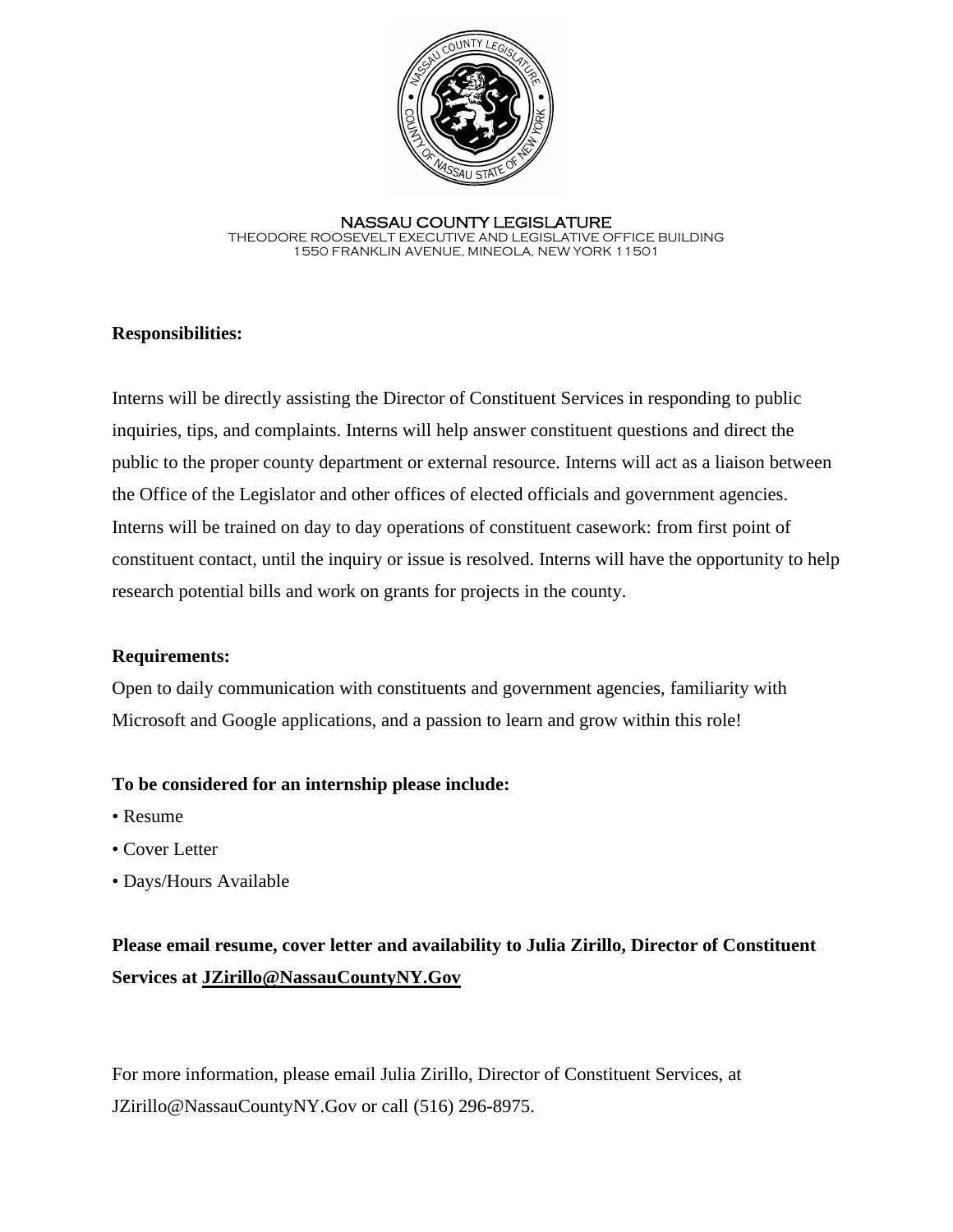NASSAU COUNTY LEGISLATURE
THEODORE ROOSEVELT EXECUTIVE AND LEGISLATIVE OFFICE BUILDING
1550 FRANKLIN AVENUE, MINEOLA, NEW YORK 11501

**Responsibilities:**

Interns will be directly assisting the Director of Constituent Services in responding to public inquiries, tips, and complaints. Interns will help answer constituent questions and direct the public to the proper county department or external resource. Interns will act as a liaison between the Office of the Legislator and other offices of elected officials and government agencies. Interns will be trained on day to day operations of constituent casework: from first point of constituent contact, until the inquiry or issue is resolved. Interns will have the opportunity to help research potential bills and work on grants for projects in the county.

**Requirements:**

Open to daily communication with constituents and government agencies, familiarity with Microsoft and Google applications, and a passion to learn and grow within this role!

**To be considered for an internship please include:**

- Resume
- Cover Letter
- Days/Hours Available

**Please email resume, cover letter and availability to Julia Zirillo, Director of Constituent Services at JZirillo@NassauCountyNY.Gov**

For more information, please email Julia Zirillo, Director of Constituent Services, at JZirillo@NassauCountyNY.Gov or call (516) 296-8975.